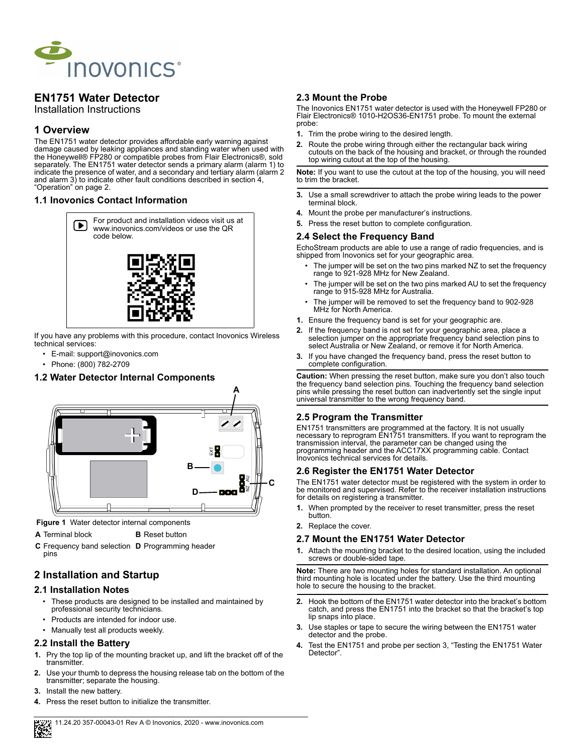# EN1751 Water Detector

Installation Instructions

## 1 Overview

The EN1751 water detector provides affordable early warning against damage caused by leaking appliances and standing water when used with the Honeywell® FP280 or compatible probes from Flair Electronics®, sold separately. The EN1751 water detector sends a primary alarm (alarm 1) to indicate the presence of water, and a secondary and tertiary alarm (alarm 2 and alarm 3) to indicate other fault conditions described in section 4, "Operation" on page 2.

### 1.1 Inovonics Contact Information

For product and installation videos visit us at www.inovonics.com/videos or use the QR code below.

If you have any problems with this procedure, contact Inovonics Wireless technical services:

- E-mail: support@inovonics.com
- Phone: (800) 782-2709

### 1.2 Water Detector Internal Components

**Figure 1** Water detector internal components

**A** Terminal block

**B** Reset button

**C** Frequency band selection pins

**D** Programming header

## 2 Installation and Startup

### 2.1 Installation Notes

- These products are designed to be installed and maintained by professional security technicians.
- Products are intended for indoor use.
- Manually test all products weekly.

### 2.2 Install the Battery

1. Pry the top lip of the mounting bracket up, and lift the bracket off of the transmitter.
2. Use your thumb to depress the housing release tab on the bottom of the transmitter; separate the housing.
3. Install the new battery.
4. Press the reset button to initialize the transmitter.

### 2.3 Mount the Probe

The Inovonics EN1751 water detector is used with the Honeywell FP280 or Flair Electronics® 1010-H2OS36-EN1751 probe. To mount the external probe:

1. Trim the probe wiring to the desired length.
2. Route the probe wiring through either the rectangular back wiring cutouts on the back of the housing and bracket, or through the rounded top wiring cutout at the top of the housing.

**Note:** If you want to use the cutout at the top of the housing, you will need to trim the bracket.

3. Use a small screwdriver to attach the probe wiring leads to the power terminal block.
4. Mount the probe per manufacturer's instructions.
5. Press the reset button to complete configuration.

### 2.4 Select the Frequency Band

EchoStream products are able to use a range of radio frequencies, and is shipped from Inovonics set for your geographic area.

- The jumper will be set on the two pins marked NZ to set the frequency range to 921-928 MHz for New Zealand.
- The jumper will be set on the two pins marked AU to set the frequency range to 915-928 MHz for Australia.
- The jumper will be removed to set the frequency band to 902-928 MHz for North America.

1. Ensure the frequency band is set for your geographic are.
2. If the frequency band is not set for your geographic area, place a selection jumper on the appropriate frequency band selection pins to select Australia or New Zealand, or remove it for North America.
3. If you have changed the frequency band, press the reset button to complete configuration.

**Caution:** When pressing the reset button, make sure you don't also touch the frequency band selection pins. Touching the frequency band selection pins while pressing the reset button can inadvertently set the single input universal transmitter to the wrong frequency band.

### 2.5 Program the Transmitter

EN1751 transmitters are programmed at the factory. It is not usually necessary to reprogram EN1751 transmitters. If you want to reprogram the transmission interval, the parameter can be changed using the programming header and the ACC17XX programming cable. Contact Inovonics technical services for details.

### 2.6 Register the EN1751 Water Detector

The EN1751 water detector must be registered with the system in order to be monitored and supervised. Refer to the receiver installation instructions for details on registering a transmitter.

1. When prompted by the receiver to reset transmitter, press the reset button.
2. Replace the cover.

### 2.7 Mount the EN1751 Water Detector

1. Attach the mounting bracket to the desired location, using the included screws or double-sided tape.

**Note:** There are two mounting holes for standard installation. An optional third mounting hole is located under the battery. Use the third mounting hole to secure the housing to the bracket.

2. Hook the bottom of the EN1751 water detector into the bracket's bottom catch, and press the EN1751 into the bracket so that the bracket's top lip snaps into place.
3. Use staples or tape to secure the wiring between the EN1751 water detector and the probe.
4. Test the EN1751 and probe per section 3, "Testing the EN1751 Water Detector".

11.24.20 357-00043-01 Rev A © Inovonics, 2020 - www.inovonics.com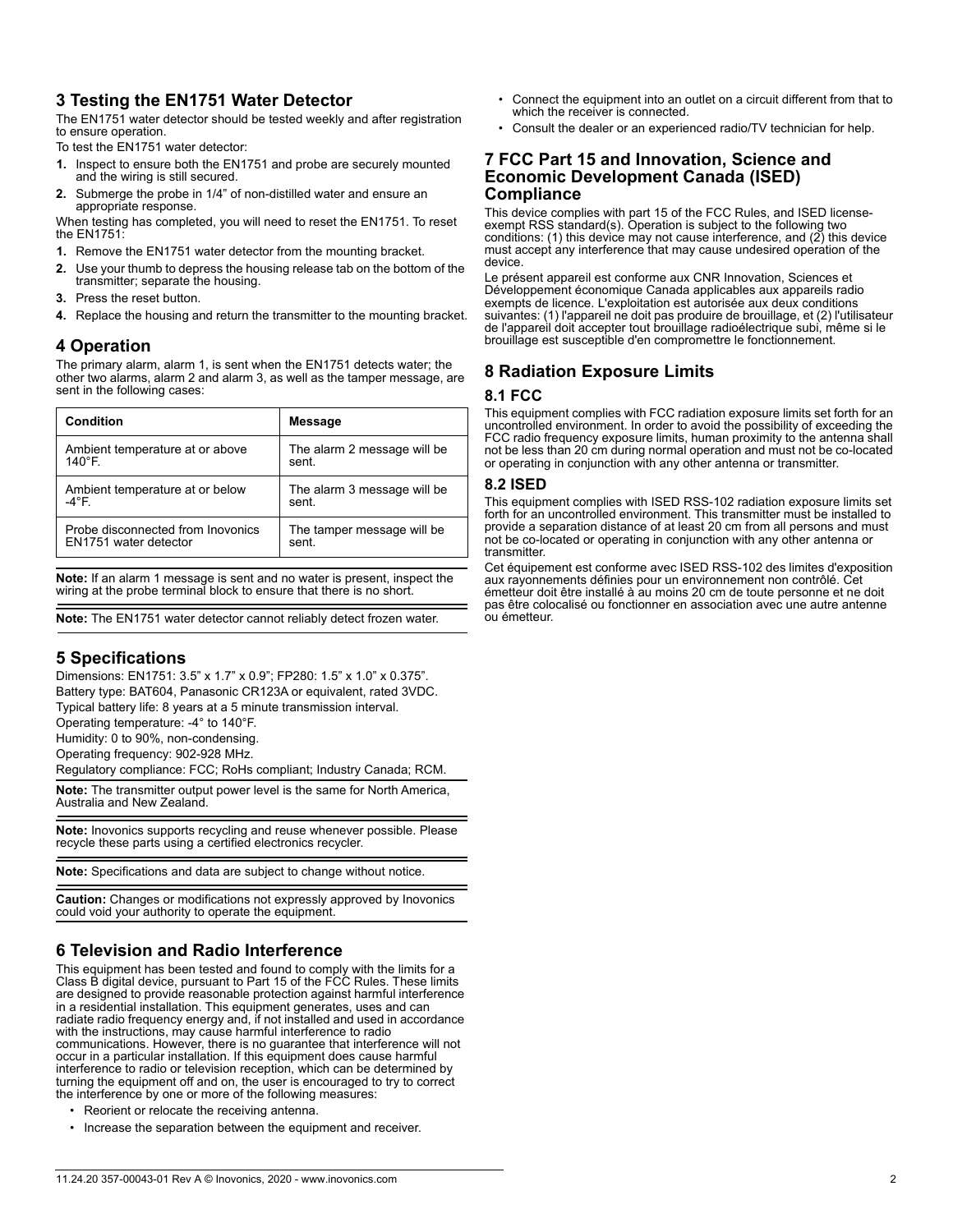## 3 Testing the EN1751 Water Detector

The EN1751 water detector should be tested weekly and after registration to ensure operation.

To test the EN1751 water detector:

1. Inspect to ensure both the EN1751 and probe are securely mounted and the wiring is still secured.
2. Submerge the probe in 1/4" of non-distilled water and ensure an appropriate response.

When testing has completed, you will need to reset the EN1751. To reset the EN1751:

1. Remove the EN1751 water detector from the mounting bracket.
2. Use your thumb to depress the housing release tab on the bottom of the transmitter; separate the housing.
3. Press the reset button.
4. Replace the housing and return the transmitter to the mounting bracket.

## 4 Operation

The primary alarm, alarm 1, is sent when the EN1751 detects water; the other two alarms, alarm 2 and alarm 3, as well as the tamper message, are sent in the following cases:

| Condition | Message |
| --- | --- |
| Ambient temperature at or above 140°F. | The alarm 2 message will be sent. |
| Ambient temperature at or below -4°F. | The alarm 3 message will be sent. |
| Probe disconnected from Inovonics EN1751 water detector | The tamper message will be sent. |

**Note:** If an alarm 1 message is sent and no water is present, inspect the wiring at the probe terminal block to ensure that there is no short.

**Note:** The EN1751 water detector cannot reliably detect frozen water.

## 5 Specifications

Dimensions: EN1751: 3.5" x 1.7" x 0.9"; FP280: 1.5" x 1.0" x 0.375".

Battery type: BAT604, Panasonic CR123A or equivalent, rated 3VDC.

Typical battery life: 8 years at a 5 minute transmission interval.

Operating temperature: -4° to 140°F.

Humidity: 0 to 90%, non-condensing.

Operating frequency: 902-928 MHz.

Regulatory compliance: FCC; RoHs compliant; Industry Canada; RCM.

**Note:** The transmitter output power level is the same for North America, Australia and New Zealand.

**Note:** Inovonics supports recycling and reuse whenever possible. Please recycle these parts using a certified electronics recycler.

**Note:** Specifications and data are subject to change without notice.

**Caution:** Changes or modifications not expressly approved by Inovonics could void your authority to operate the equipment.

## 6 Television and Radio Interference

This equipment has been tested and found to comply with the limits for a Class B digital device, pursuant to Part 15 of the FCC Rules. These limits are designed to provide reasonable protection against harmful interference in a residential installation. This equipment generates, uses and can radiate radio frequency energy and, if not installed and used in accordance with the instructions, may cause harmful interference to radio communications. However, there is no guarantee that interference will not occur in a particular installation. If this equipment does cause harmful interference to radio or television reception, which can be determined by turning the equipment off and on, the user is encouraged to try to correct the interference by one or more of the following measures:

- Reorient or relocate the receiving antenna.
- Increase the separation between the equipment and receiver.
- Connect the equipment into an outlet on a circuit different from that to which the receiver is connected.
- Consult the dealer or an experienced radio/TV technician for help.

## 7 FCC Part 15 and Innovation, Science and Economic Development Canada (ISED) Compliance

This device complies with part 15 of the FCC Rules, and ISED license-exempt RSS standard(s). Operation is subject to the following two conditions: (1) this device may not cause interference, and (2) this device must accept any interference that may cause undesired operation of the device.

Le présent appareil est conforme aux CNR Innovation, Sciences et Développement économique Canada applicables aux appareils radio exempts de licence. L'exploitation est autorisée aux deux conditions suivantes: (1) l'appareil ne doit pas produire de brouillage, et (2) l'utilisateur de l'appareil doit accepter tout brouillage radioélectrique subi, même si le brouillage est susceptible d'en compromettre le fonctionnement.

## 8 Radiation Exposure Limits

### 8.1 FCC

This equipment complies with FCC radiation exposure limits set forth for an uncontrolled environment. In order to avoid the possibility of exceeding the FCC radio frequency exposure limits, human proximity to the antenna shall not be less than 20 cm during normal operation and must not be co-located or operating in conjunction with any other antenna or transmitter.

### 8.2 ISED

This equipment complies with ISED RSS-102 radiation exposure limits set forth for an uncontrolled environment. This transmitter must be installed to provide a separation distance of at least 20 cm from all persons and must not be co-located or operating in conjunction with any other antenna or transmitter.

Cet équipement est conforme avec ISED RSS-102 des limites d'exposition aux rayonnements définies pour un environnement non contrôlé. Cet émetteur doit être installé à au moins 20 cm de toute personne et ne doit pas être colocalisé ou fonctionner en association avec une autre antenne ou émetteur.